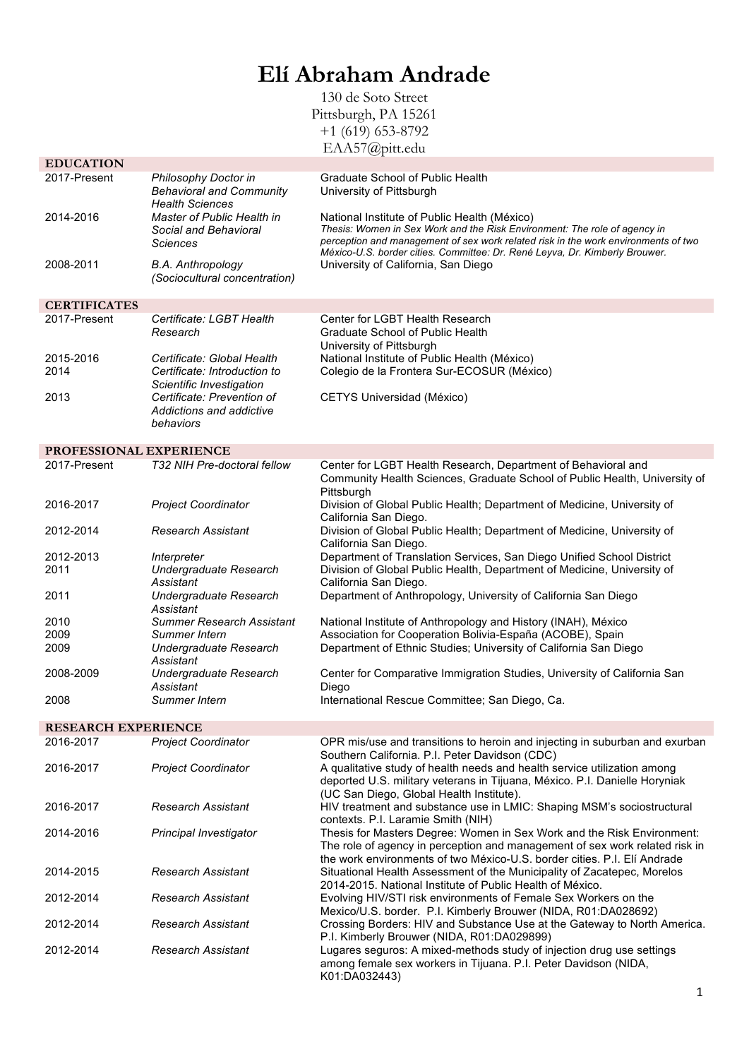# Elí Abraham Andrade

130 de Soto Street
Pittsburgh, PA 15261
+1 (619) 653-8792
EAA57@pitt.edu

## EDUCATION

| | | |
|---|---|---|
| 2017-Present | *Philosophy Doctor in Behavioral and Community Health Sciences* | Graduate School of Public Health<br>University of Pittsburgh |
| 2014-2016 | *Master of Public Health in Social and Behavioral Sciences* | National Institute of Public Health (México)<br>*Thesis: Women in Sex Work and the Risk Environment: The role of agency in perception and management of sex work related risk in the work environments of two México-U.S. border cities. Committee: Dr. René Leyva, Dr. Kimberly Brouwer.* |
| 2008-2011 | *B.A. Anthropology (Sociocultural concentration)* | University of California, San Diego |

## CERTIFICATES

| | | |
|---|---|---|
| 2017-Present | *Certificate: LGBT Health Research* | Center for LGBT Health Research<br>Graduate School of Public Health<br>University of Pittsburgh |
| 2015-2016 | *Certificate: Global Health* | National Institute of Public Health (México) |
| 2014 | *Certificate: Introduction to Scientific Investigation* | Colegio de la Frontera Sur-ECOSUR (México) |
| 2013 | *Certificate: Prevention of Addictions and addictive behaviors* | CETYS Universidad (México) |

## PROFESSIONAL EXPERIENCE

| | | |
|---|---|---|
| 2017-Present | *T32 NIH Pre-doctoral fellow* | Center for LGBT Health Research, Department of Behavioral and Community Health Sciences, Graduate School of Public Health, University of Pittsburgh |
| 2016-2017 | *Project Coordinator* | Division of Global Public Health; Department of Medicine, University of California San Diego. |
| 2012-2014 | *Research Assistant* | Division of Global Public Health; Department of Medicine, University of California San Diego. |
| 2012-2013 | *Interpreter* | Department of Translation Services, San Diego Unified School District |
| 2011 | *Undergraduate Research Assistant* | Division of Global Public Health, Department of Medicine, University of California San Diego. |
| 2011 | *Undergraduate Research Assistant* | Department of Anthropology, University of California San Diego |
| 2010 | *Summer Research Assistant* | National Institute of Anthropology and History (INAH), México |
| 2009 | *Summer Intern* | Association for Cooperation Bolivia-España (ACOBE), Spain |
| 2009 | *Undergraduate Research Assistant* | Department of Ethnic Studies; University of California San Diego |
| 2008-2009 | *Undergraduate Research Assistant* | Center for Comparative Immigration Studies, University of California San Diego |
| 2008 | *Summer Intern* | International Rescue Committee; San Diego, Ca. |

## RESEARCH EXPERIENCE

| | | |
|---|---|---|
| 2016-2017 | *Project Coordinator* | OPR mis/use and transitions to heroin and injecting in suburban and exurban Southern California. P.I. Peter Davidson (CDC) |
| 2016-2017 | *Project Coordinator* | A qualitative study of health needs and health service utilization among deported U.S. military veterans in Tijuana, México. P.I. Danielle Horyniak (UC San Diego, Global Health Institute). |
| 2016-2017 | *Research Assistant* | HIV treatment and substance use in LMIC: Shaping MSM's sociostructural contexts. P.I. Laramie Smith (NIH) |
| 2014-2016 | *Principal Investigator* | Thesis for Masters Degree: Women in Sex Work and the Risk Environment: The role of agency in perception and management of sex work related risk in the work environments of two México-U.S. border cities. P.I. Elí Andrade |
| 2014-2015 | *Research Assistant* | Situational Health Assessment of the Municipality of Zacatepec, Morelos 2014-2015. National Institute of Public Health of México. |
| 2012-2014 | *Research Assistant* | Evolving HIV/STI risk environments of Female Sex Workers on the Mexico/U.S. border. P.I. Kimberly Brouwer (NIDA, R01:DA028692) |
| 2012-2014 | *Research Assistant* | Crossing Borders: HIV and Substance Use at the Gateway to North America. P.I. Kimberly Brouwer (NIDA, R01:DA029899) |
| 2012-2014 | *Research Assistant* | Lugares seguros: A mixed-methods study of injection drug use settings among female sex workers in Tijuana. P.I. Peter Davidson (NIDA, K01:DA032443) |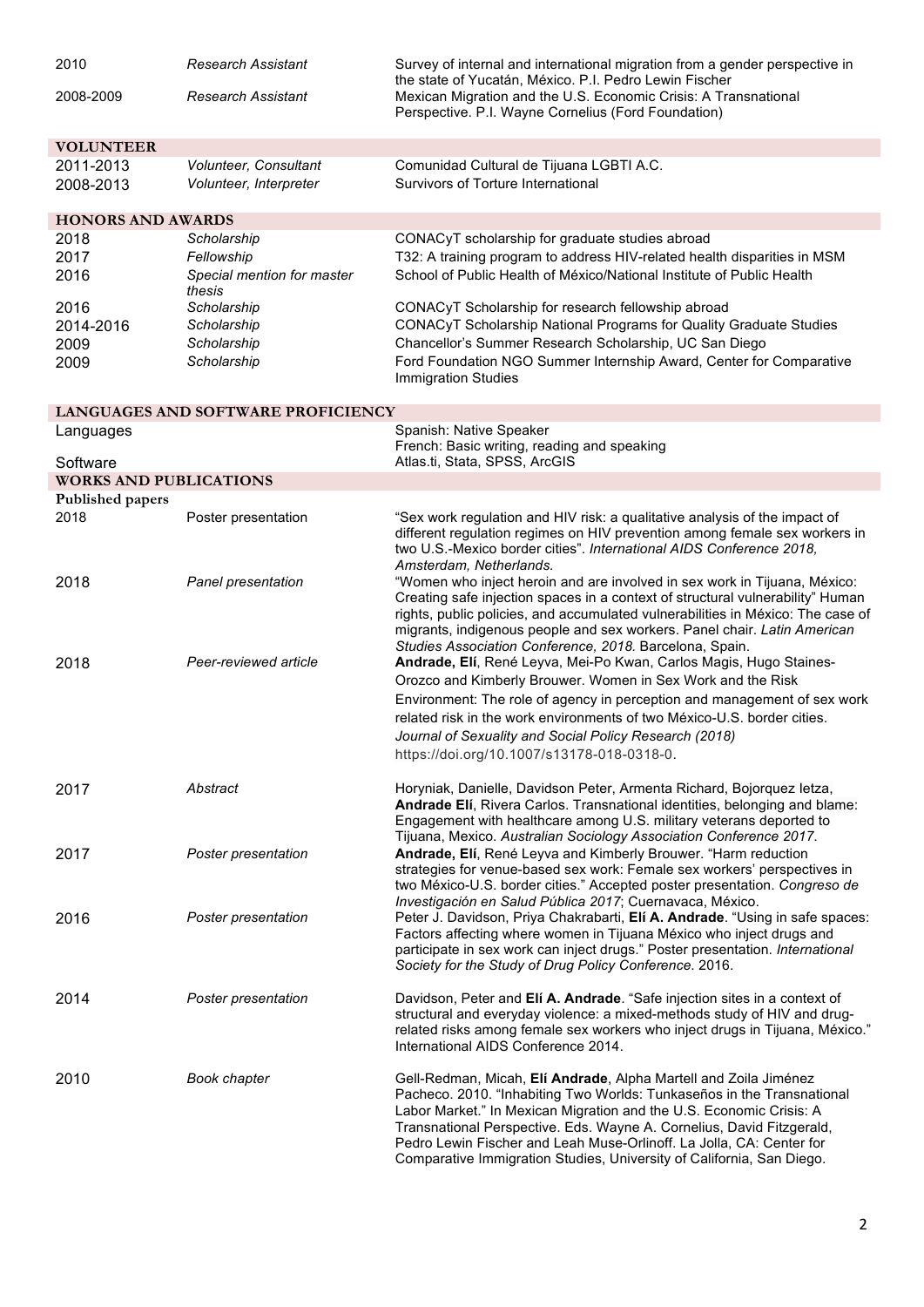| | | |
|---|---|---|
| 2010 | *Research Assistant* | Survey of internal and international migration from a gender perspective in the state of Yucatán, México. P.I. Pedro Lewin Fischer |
| 2008-2009 | *Research Assistant* | Mexican Migration and the U.S. Economic Crisis: A Transnational Perspective. P.I. Wayne Cornelius (Ford Foundation) |

## VOLUNTEER

| | | |
|---|---|---|
| 2011-2013 | *Volunteer, Consultant* | Comunidad Cultural de Tijuana LGBTI A.C. |
| 2008-2013 | *Volunteer, Interpreter* | Survivors of Torture International |

## HONORS AND AWARDS

| | | |
|---|---|---|
| 2018 | *Scholarship* | CONACyT scholarship for graduate studies abroad |
| 2017 | *Fellowship* | T32: A training program to address HIV-related health disparities in MSM |
| 2016 | *Special mention for master thesis* | School of Public Health of México/National Institute of Public Health |
| 2016 | *Scholarship* | CONACyT Scholarship for research fellowship abroad |
| 2014-2016 | *Scholarship* | CONACyT Scholarship National Programs for Quality Graduate Studies |
| 2009 | *Scholarship* | Chancellor's Summer Research Scholarship, UC San Diego |
| 2009 | *Scholarship* | Ford Foundation NGO Summer Internship Award, Center for Comparative Immigration Studies |

## LANGUAGES AND SOFTWARE PROFICIENCY

| | |
|---|---|
| Languages | Spanish: Native Speaker<br>French: Basic writing, reading and speaking |
| Software | Atlas.ti, Stata, SPSS, ArcGIS |

## WORKS AND PUBLICATIONS

**Published papers**

| | | |
|---|---|---|
| 2018 | Poster presentation | "Sex work regulation and HIV risk: a qualitative analysis of the impact of different regulation regimes on HIV prevention among female sex workers in two U.S.-Mexico border cities". *International AIDS Conference 2018, Amsterdam, Netherlands.* |
| 2018 | *Panel presentation* | "Women who inject heroin and are involved in sex work in Tijuana, México: Creating safe injection spaces in a context of structural vulnerability" Human rights, public policies, and accumulated vulnerabilities in México: The case of migrants, indigenous people and sex workers. Panel chair. *Latin American Studies Association Conference, 2018.* Barcelona, Spain. |
| 2018 | *Peer-reviewed article* | **Andrade, Elí**, René Leyva, Mei-Po Kwan, Carlos Magis, Hugo Staines-Orozco and Kimberly Brouwer. Women in Sex Work and the Risk Environment: The role of agency in perception and management of sex work related risk in the work environments of two México-U.S. border cities. *Journal of Sexuality and Social Policy Research (2018)* https://doi.org/10.1007/s13178-018-0318-0. |
| 2017 | *Abstract* | Horyniak, Danielle, Davidson Peter, Armenta Richard, Bojorquez Ietza, **Andrade Elí**, Rivera Carlos. Transnational identities, belonging and blame: Engagement with healthcare among U.S. military veterans deported to Tijuana, Mexico. *Australian Sociology Association Conference 2017.* |
| 2017 | *Poster presentation* | **Andrade, Elí**, René Leyva and Kimberly Brouwer. "Harm reduction strategies for venue-based sex work: Female sex workers' perspectives in two México-U.S. border cities." Accepted poster presentation. *Congreso de Investigación en Salud Pública 2017*; Cuernavaca, México. |
| 2016 | *Poster presentation* | Peter J. Davidson, Priya Chakrabarti, **Elí A. Andrade**. "Using in safe spaces: Factors affecting where women in Tijuana México who inject drugs and participate in sex work can inject drugs." Poster presentation. *International Society for the Study of Drug Policy Conference*. 2016. |
| 2014 | *Poster presentation* | Davidson, Peter and **Elí A. Andrade**. "Safe injection sites in a context of structural and everyday violence: a mixed-methods study of HIV and drug-related risks among female sex workers who inject drugs in Tijuana, México." International AIDS Conference 2014. |
| 2010 | *Book chapter* | Gell-Redman, Micah, **Elí Andrade**, Alpha Martell and Zoila Jiménez Pacheco. 2010. "Inhabiting Two Worlds: Tunkaseños in the Transnational Labor Market." In Mexican Migration and the U.S. Economic Crisis: A Transnational Perspective. Eds. Wayne A. Cornelius, David Fitzgerald, Pedro Lewin Fischer and Leah Muse-Orlinoff. La Jolla, CA: Center for Comparative Immigration Studies, University of California, San Diego. |